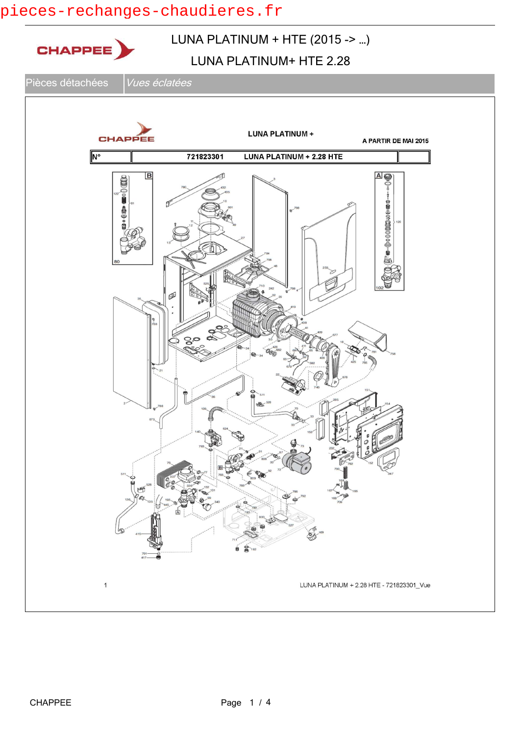pieces-rechanges-chaudieres.fr

CHAPPEE

# LUNA PLATINUM + HTE (2015 -> ...)

## LUNA PLATINUM+ HTE 2.28

| Pièces détachées | *Vues éclatées* |
|---|---|

CHAPPEE

LUNA PLATINUM +

A PARTIR DE MAI 2015

| N° | 721823301 LUNA PLATINUM + 2.28 HTE | |
|---|---|---|

1

LUNA PLATINUM + 2.28 HTE - 721823301_Vue

CHAPPEE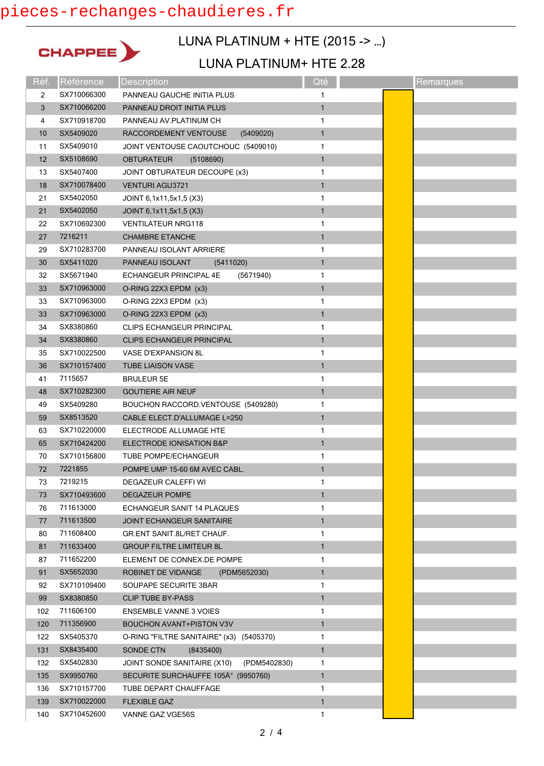pieces-rechanges-chaudieres.fr

CHAPPEE

# LUNA PLATINUM + HTE (2015 -> ...)

## LUNA PLATINUM+ HTE 2.28

| Réf. | Référence | Description | Qté | | Remarques |
|---|---|---|---|---|---|
| 2 | SX710066300 | PANNEAU GAUCHE INITIA PLUS | 1 | | |
| 3 | SX710066200 | PANNEAU DROIT INITIA PLUS | 1 | | |
| 4 | SX710918700 | PANNEAU AV.PLATINUM CH | 1 | | |
| 10 | SX5409020 | RACCORDEMENT VENTOUSE (5409020) | 1 | | |
| 11 | SX5409010 | JOINT VENTOUSE CAOUTCHOUC (5409010) | 1 | | |
| 12 | SX5108690 | OBTURATEUR (5108690) | 1 | | |
| 13 | SX5407400 | JOINT OBTURATEUR DECOUPE (x3) | 1 | | |
| 18 | SX710078400 | VENTURI AGU3721 | 1 | | |
| 21 | SX5402050 | JOINT 6,1x11,5x1,5 (X3) | 1 | | |
| 21 | SX5402050 | JOINT 6,1x11,5x1,5 (X3) | 1 | | |
| 22 | SX710692300 | VENTILATEUR NRG118 | 1 | | |
| 27 | 7216211 | CHAMBRE ETANCHE | 1 | | |
| 29 | SX710283700 | PANNEAU ISOLANT ARRIERE | 1 | | |
| 30 | SX5411020 | PANNEAU ISOLANT (5411020) | 1 | | |
| 32 | SX5671940 | ECHANGEUR PRINCIPAL 4E (5671940) | 1 | | |
| 33 | SX710963000 | O-RING 22X3 EPDM (x3) | 1 | | |
| 33 | SX710963000 | O-RING 22X3 EPDM (x3) | 1 | | |
| 33 | SX710963000 | O-RING 22X3 EPDM (x3) | 1 | | |
| 34 | SX8380860 | CLIPS ECHANGEUR PRINCIPAL | 1 | | |
| 34 | SX8380860 | CLIPS ECHANGEUR PRINCIPAL | 1 | | |
| 35 | SX710022500 | VASE D'EXPANSION 8L | 1 | | |
| 36 | SX710157400 | TUBE LIAISON VASE | 1 | | |
| 41 | 7115657 | BRULEUR 5E | 1 | | |
| 48 | SX710282300 | GOUTIERE AIR NEUF | 1 | | |
| 49 | SX5409280 | BOUCHON RACCORD.VENTOUSE (5409280) | 1 | | |
| 59 | SX8513520 | CABLE ELECT.D'ALLUMAGE L=250 | 1 | | |
| 63 | SX710220000 | ELECTRODE ALLUMAGE HTE | 1 | | |
| 65 | SX710424200 | ELECTRODE IONISATION B&P | 1 | | |
| 70 | SX710156800 | TUBE POMPE/ECHANGEUR | 1 | | |
| 72 | 7221855 | POMPE UMP 15-60 6M AVEC CABL. | 1 | | |
| 73 | 7219215 | DEGAZEUR CALEFFI WI | 1 | | |
| 73 | SX710493600 | DEGAZEUR POMPE | 1 | | |
| 76 | 711613000 | ECHANGEUR SANIT 14 PLAQUES | 1 | | |
| 77 | 711613500 | JOINT ECHANGEUR SANITAIRE | 1 | | |
| 80 | 711608400 | GR.ENT SANIT.8L/RET CHAUF. | 1 | | |
| 81 | 711633400 | GROUP FILTRE LIMITEUR 8L | 1 | | |
| 87 | 711652200 | ELEMENT DE CONNEX.DE POMPE | 1 | | |
| 91 | SX5652030 | ROBINET DE VIDANGE (PDM5652030) | 1 | | |
| 92 | SX710109400 | SOUPAPE SECURITE 3BAR | 1 | | |
| 99 | SX8380850 | CLIP TUBE BY-PASS | 1 | | |
| 102 | 711606100 | ENSEMBLE VANNE 3 VOIES | 1 | | |
| 120 | 711356900 | BOUCHON AVANT+PISTON V3V | 1 | | |
| 122 | SX5405370 | O-RING "FILTRE SANITAIRE" (x3) (5405370) | 1 | | |
| 131 | SX8435400 | SONDE CTN (8435400) | 1 | | |
| 132 | SX5402830 | JOINT SONDE SANITAIRE (X10) (PDM5402830) | 1 | | |
| 135 | SX9950760 | SECURITE SURCHAUFFE 105Â° (9950760) | 1 | | |
| 136 | SX710157700 | TUBE DEPART CHAUFFAGE | 1 | | |
| 139 | SX710022000 | FLEXIBLE GAZ | 1 | | |
| 140 | SX710452600 | VANNE GAZ VGE56S | 1 | | |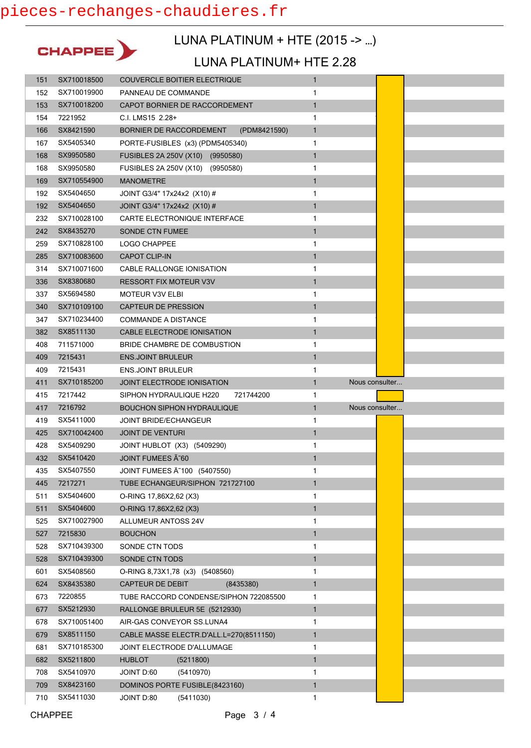# LUNA PLATINUM + HTE (2015 -> ...)

## LUNA PLATINUM+ HTE 2.28

| | | | | |
|---|---|---|---|---|
| 151 | SX710018500 | COUVERCLE BOITIER ELECTRIQUE | 1 | |
| 152 | SX710019900 | PANNEAU DE COMMANDE | 1 | |
| 153 | SX710018200 | CAPOT BORNIER DE RACCORDEMENT | 1 | |
| 154 | 7221952 | C.I. LMS15 2.28+ | 1 | |
| 166 | SX8421590 | BORNIER DE RACCORDEMENT (PDM8421590) | 1 | |
| 167 | SX5405340 | PORTE-FUSIBLES (x3) (PDM5405340) | 1 | |
| 168 | SX9950580 | FUSIBLES 2A 250V (X10) (9950580) | 1 | |
| 168 | SX9950580 | FUSIBLES 2A 250V (X10) (9950580) | 1 | |
| 169 | SX710554900 | MANOMETRE | 1 | |
| 192 | SX5404650 | JOINT G3/4" 17x24x2 (X10) # | 1 | |
| 192 | SX5404650 | JOINT G3/4" 17x24x2 (X10) # | 1 | |
| 232 | SX710028100 | CARTE ELECTRONIQUE INTERFACE | 1 | |
| 242 | SX8435270 | SONDE CTN FUMEE | 1 | |
| 259 | SX710828100 | LOGO CHAPPEE | 1 | |
| 285 | SX710083600 | CAPOT CLIP-IN | 1 | |
| 314 | SX710071600 | CABLE RALLONGE IONISATION | 1 | |
| 336 | SX8380680 | RESSORT FIX MOTEUR V3V | 1 | |
| 337 | SX5694580 | MOTEUR V3V ELBI | 1 | |
| 340 | SX710109100 | CAPTEUR DE PRESSION | 1 | |
| 347 | SX710234400 | COMMANDE A DISTANCE | 1 | |
| 382 | SX8511130 | CABLE ELECTRODE IONISATION | 1 | |
| 408 | 711571000 | BRIDE CHAMBRE DE COMBUSTION | 1 | |
| 409 | 7215431 | ENS.JOINT BRULEUR | 1 | |
| 409 | 7215431 | ENS.JOINT BRULEUR | 1 | |
| 411 | SX710185200 | JOINT ELECTRODE IONISATION | 1 | Nous consulter... |
| 415 | 7217442 | SIPHON HYDRAULIQUE H220 721744200 | 1 | |
| 417 | 7216792 | BOUCHON SIPHON HYDRAULIQUE | 1 | Nous consulter... |
| 419 | SX5411000 | JOINT BRIDE/ECHANGEUR | 1 | |
| 425 | SX710042400 | JOINT DE VENTURI | 1 | |
| 428 | SX5409290 | JOINT HUBLOT (X3) (5409290) | 1 | |
| 432 | SX5410420 | JOINT FUMEES Ã˜60 | 1 | |
| 435 | SX5407550 | JOINT FUMEES Ã˜100 (5407550) | 1 | |
| 445 | 7217271 | TUBE ECHANGEUR/SIPHON 721727100 | 1 | |
| 511 | SX5404600 | O-RING 17,86X2,62 (X3) | 1 | |
| 511 | SX5404600 | O-RING 17,86X2,62 (X3) | 1 | |
| 525 | SX710027900 | ALLUMEUR ANTOSS 24V | 1 | |
| 527 | 7215830 | BOUCHON | 1 | |
| 528 | SX710439300 | SONDE CTN TODS | 1 | |
| 528 | SX710439300 | SONDE CTN TODS | 1 | |
| 601 | SX5408560 | O-RING 8,73X1,78 (x3) (5408560) | 1 | |
| 624 | SX8435380 | CAPTEUR DE DEBIT (8435380) | 1 | |
| 673 | 7220855 | TUBE RACCORD CONDENSE/SIPHON 722085500 | 1 | |
| 677 | SX5212930 | RALLONGE BRULEUR 5E (5212930) | 1 | |
| 678 | SX710051400 | AIR-GAS CONVEYOR SS.LUNA4 | 1 | |
| 679 | SX8511150 | CABLE MASSE ELECTR.D'ALL.L=270(8511150) | 1 | |
| 681 | SX710185300 | JOINT ELECTRODE D'ALLUMAGE | 1 | |
| 682 | SX5211800 | HUBLOT (5211800) | 1 | |
| 708 | SX5410970 | JOINT D:60 (5410970) | 1 | |
| 709 | SX8423160 | DOMINOS PORTE FUSIBLE(8423160) | 1 | |
| 710 | SX5411030 | JOINT D:80 (5411030) | 1 | |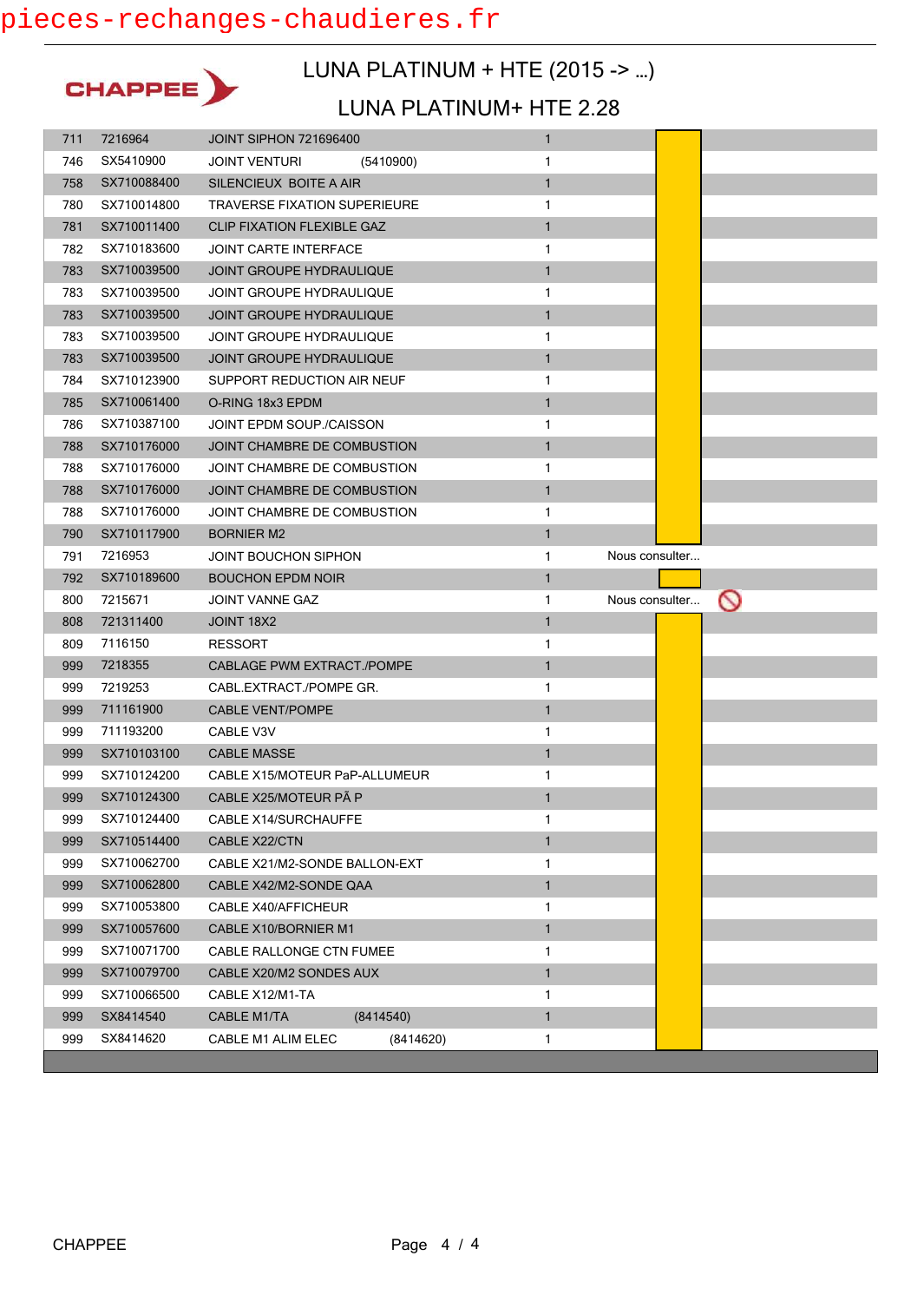# LUNA PLATINUM + HTE (2015 -> ...)

## LUNA PLATINUM+ HTE 2.28

| | | | | | |
|---|---|---|---|---|---|
| 711 | 7216964 | JOINT SIPHON 721696400 | 1 | | |
| 746 | SX5410900 | JOINT VENTURI (5410900) | 1 | | |
| 758 | SX710088400 | SILENCIEUX BOITE A AIR | 1 | | |
| 780 | SX710014800 | TRAVERSE FIXATION SUPERIEURE | 1 | | |
| 781 | SX710011400 | CLIP FIXATION FLEXIBLE GAZ | 1 | | |
| 782 | SX710183600 | JOINT CARTE INTERFACE | 1 | | |
| 783 | SX710039500 | JOINT GROUPE HYDRAULIQUE | 1 | | |
| 783 | SX710039500 | JOINT GROUPE HYDRAULIQUE | 1 | | |
| 783 | SX710039500 | JOINT GROUPE HYDRAULIQUE | 1 | | |
| 783 | SX710039500 | JOINT GROUPE HYDRAULIQUE | 1 | | |
| 783 | SX710039500 | JOINT GROUPE HYDRAULIQUE | 1 | | |
| 784 | SX710123900 | SUPPORT REDUCTION AIR NEUF | 1 | | |
| 785 | SX710061400 | O-RING 18x3 EPDM | 1 | | |
| 786 | SX710387100 | JOINT EPDM SOUP./CAISSON | 1 | | |
| 788 | SX710176000 | JOINT CHAMBRE DE COMBUSTION | 1 | | |
| 788 | SX710176000 | JOINT CHAMBRE DE COMBUSTION | 1 | | |
| 788 | SX710176000 | JOINT CHAMBRE DE COMBUSTION | 1 | | |
| 788 | SX710176000 | JOINT CHAMBRE DE COMBUSTION | 1 | | |
| 790 | SX710117900 | BORNIER M2 | 1 | | |
| 791 | 7216953 | JOINT BOUCHON SIPHON | 1 | Nous consulter... | |
| 792 | SX710189600 | BOUCHON EPDM NOIR | 1 | | |
| 800 | 7215671 | JOINT VANNE GAZ | 1 | Nous consulter... | 🚫 |
| 808 | 721311400 | JOINT 18X2 | 1 | | |
| 809 | 7116150 | RESSORT | 1 | | |
| 999 | 7218355 | CABLAGE PWM EXTRACT./POMPE | 1 | | |
| 999 | 7219253 | CABL.EXTRACT./POMPE GR. | 1 | | |
| 999 | 711161900 | CABLE VENT/POMPE | 1 | | |
| 999 | 711193200 | CABLE V3V | 1 | | |
| 999 | SX710103100 | CABLE MASSE | 1 | | |
| 999 | SX710124200 | CABLE X15/MOTEUR PaP-ALLUMEUR | 1 | | |
| 999 | SX710124300 | CABLE X25/MOTEUR PÃ P | 1 | | |
| 999 | SX710124400 | CABLE X14/SURCHAUFFE | 1 | | |
| 999 | SX710514400 | CABLE X22/CTN | 1 | | |
| 999 | SX710062700 | CABLE X21/M2-SONDE BALLON-EXT | 1 | | |
| 999 | SX710062800 | CABLE X42/M2-SONDE QAA | 1 | | |
| 999 | SX710053800 | CABLE X40/AFFICHEUR | 1 | | |
| 999 | SX710057600 | CABLE X10/BORNIER M1 | 1 | | |
| 999 | SX710071700 | CABLE RALLONGE CTN FUMEE | 1 | | |
| 999 | SX710079700 | CABLE X20/M2 SONDES AUX | 1 | | |
| 999 | SX710066500 | CABLE X12/M1-TA | 1 | | |
| 999 | SX8414540 | CABLE M1/TA (8414540) | 1 | | |
| 999 | SX8414620 | CABLE M1 ALIM ELEC (8414620) | 1 | | |